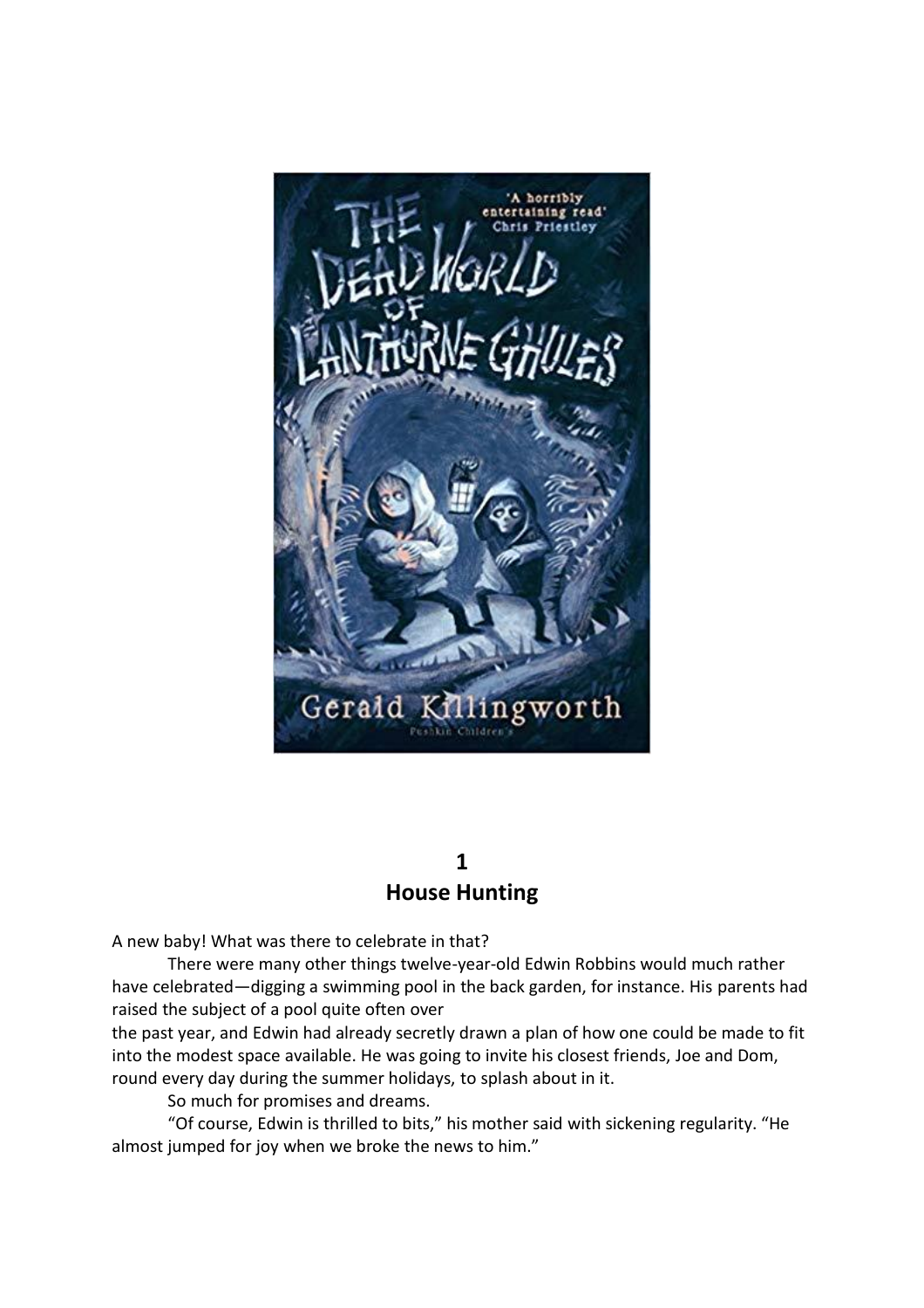# 1
## House Hunting

A new baby! What was there to celebrate in that?

There were many other things twelve-year-old Edwin Robbins would much rather have celebrated—digging a swimming pool in the back garden, for instance. His parents had raised the subject of a pool quite often over the past year, and Edwin had already secretly drawn a plan of how one could be made to fit into the modest space available. He was going to invite his closest friends, Joe and Dom, round every day during the summer holidays, to splash about in it.

So much for promises and dreams.

"Of course, Edwin is thrilled to bits," his mother said with sickening regularity. "He almost jumped for joy when we broke the news to him."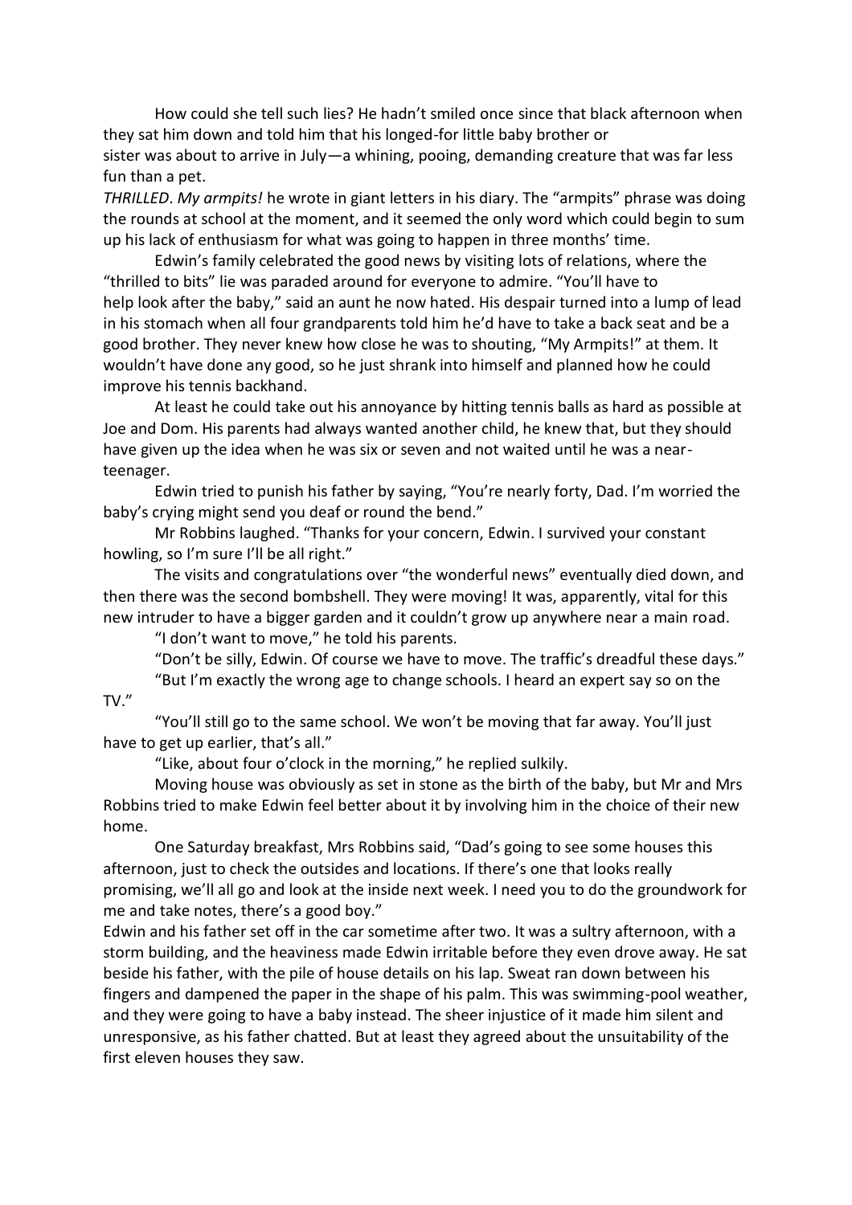How could she tell such lies? He hadn't smiled once since that black afternoon when they sat him down and told him that his longed-for little baby brother or sister was about to arrive in July—a whining, pooing, demanding creature that was far less fun than a pet.

*THRILLED*. *My armpits!* he wrote in giant letters in his diary. The "armpits" phrase was doing the rounds at school at the moment, and it seemed the only word which could begin to sum up his lack of enthusiasm for what was going to happen in three months' time.

Edwin's family celebrated the good news by visiting lots of relations, where the "thrilled to bits" lie was paraded around for everyone to admire. "You'll have to help look after the baby," said an aunt he now hated. His despair turned into a lump of lead in his stomach when all four grandparents told him he'd have to take a back seat and be a good brother. They never knew how close he was to shouting, "My Armpits!" at them. It wouldn't have done any good, so he just shrank into himself and planned how he could improve his tennis backhand.

At least he could take out his annoyance by hitting tennis balls as hard as possible at Joe and Dom. His parents had always wanted another child, he knew that, but they should have given up the idea when he was six or seven and not waited until he was a near-teenager.

Edwin tried to punish his father by saying, "You're nearly forty, Dad. I'm worried the baby's crying might send you deaf or round the bend."

Mr Robbins laughed. "Thanks for your concern, Edwin. I survived your constant howling, so I'm sure I'll be all right."

The visits and congratulations over "the wonderful news" eventually died down, and then there was the second bombshell. They were moving! It was, apparently, vital for this new intruder to have a bigger garden and it couldn't grow up anywhere near a main road.

"I don't want to move," he told his parents.

"Don't be silly, Edwin. Of course we have to move. The traffic's dreadful these days."

"But I'm exactly the wrong age to change schools. I heard an expert say so on the TV."

"You'll still go to the same school. We won't be moving that far away. You'll just have to get up earlier, that's all."

"Like, about four o'clock in the morning," he replied sulkily.

Moving house was obviously as set in stone as the birth of the baby, but Mr and Mrs Robbins tried to make Edwin feel better about it by involving him in the choice of their new home.

One Saturday breakfast, Mrs Robbins said, "Dad's going to see some houses this afternoon, just to check the outsides and locations. If there's one that looks really promising, we'll all go and look at the inside next week. I need you to do the groundwork for me and take notes, there's a good boy."

Edwin and his father set off in the car sometime after two. It was a sultry afternoon, with a storm building, and the heaviness made Edwin irritable before they even drove away. He sat beside his father, with the pile of house details on his lap. Sweat ran down between his fingers and dampened the paper in the shape of his palm. This was swimming-pool weather, and they were going to have a baby instead. The sheer injustice of it made him silent and unresponsive, as his father chatted. But at least they agreed about the unsuitability of the first eleven houses they saw.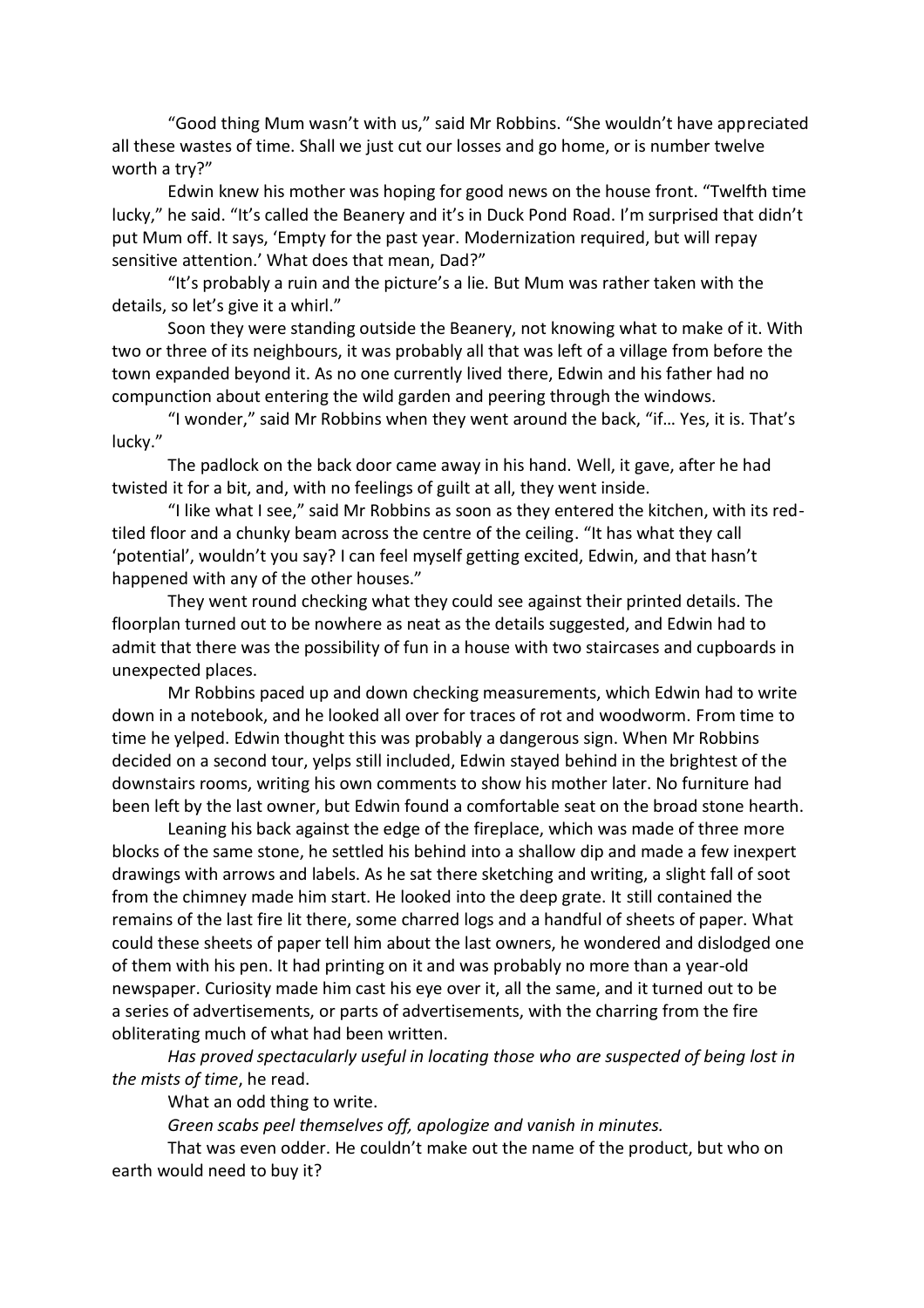"Good thing Mum wasn't with us," said Mr Robbins. "She wouldn't have appreciated all these wastes of time. Shall we just cut our losses and go home, or is number twelve worth a try?"

Edwin knew his mother was hoping for good news on the house front. "Twelfth time lucky," he said. "It's called the Beanery and it's in Duck Pond Road. I'm surprised that didn't put Mum off. It says, 'Empty for the past year. Modernization required, but will repay sensitive attention.' What does that mean, Dad?"

"It's probably a ruin and the picture's a lie. But Mum was rather taken with the details, so let's give it a whirl."

Soon they were standing outside the Beanery, not knowing what to make of it. With two or three of its neighbours, it was probably all that was left of a village from before the town expanded beyond it. As no one currently lived there, Edwin and his father had no compunction about entering the wild garden and peering through the windows.

"I wonder," said Mr Robbins when they went around the back, "if… Yes, it is. That's lucky."

The padlock on the back door came away in his hand. Well, it gave, after he had twisted it for a bit, and, with no feelings of guilt at all, they went inside.

"I like what I see," said Mr Robbins as soon as they entered the kitchen, with its red-tiled floor and a chunky beam across the centre of the ceiling. "It has what they call 'potential', wouldn't you say? I can feel myself getting excited, Edwin, and that hasn't happened with any of the other houses."

They went round checking what they could see against their printed details. The floorplan turned out to be nowhere as neat as the details suggested, and Edwin had to admit that there was the possibility of fun in a house with two staircases and cupboards in unexpected places.

Mr Robbins paced up and down checking measurements, which Edwin had to write down in a notebook, and he looked all over for traces of rot and woodworm. From time to time he yelped. Edwin thought this was probably a dangerous sign. When Mr Robbins decided on a second tour, yelps still included, Edwin stayed behind in the brightest of the downstairs rooms, writing his own comments to show his mother later. No furniture had been left by the last owner, but Edwin found a comfortable seat on the broad stone hearth.

Leaning his back against the edge of the fireplace, which was made of three more blocks of the same stone, he settled his behind into a shallow dip and made a few inexpert drawings with arrows and labels. As he sat there sketching and writing, a slight fall of soot from the chimney made him start. He looked into the deep grate. It still contained the remains of the last fire lit there, some charred logs and a handful of sheets of paper. What could these sheets of paper tell him about the last owners, he wondered and dislodged one of them with his pen. It had printing on it and was probably no more than a year-old newspaper. Curiosity made him cast his eye over it, all the same, and it turned out to be a series of advertisements, or parts of advertisements, with the charring from the fire obliterating much of what had been written.

*Has proved spectacularly useful in locating those who are suspected of being lost in the mists of time*, he read.

What an odd thing to write.

*Green scabs peel themselves off, apologize and vanish in minutes.*

That was even odder. He couldn't make out the name of the product, but who on earth would need to buy it?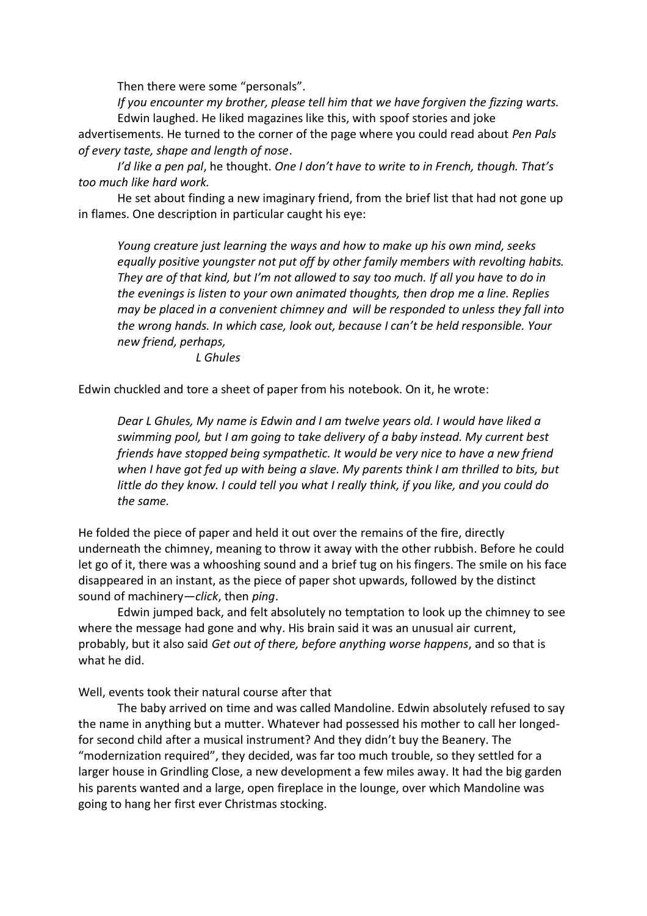Then there were some "personals".

*If you encounter my brother, please tell him that we have forgiven the fizzing warts.*

Edwin laughed. He liked magazines like this, with spoof stories and joke advertisements. He turned to the corner of the page where you could read about *Pen Pals of every taste, shape and length of nose*.

*I'd like a pen pal*, he thought. *One I don't have to write to in French, though. That's too much like hard work.*

He set about finding a new imaginary friend, from the brief list that had not gone up in flames. One description in particular caught his eye:

> *Young creature just learning the ways and how to make up his own mind, seeks equally positive youngster not put off by other family members with revolting habits. They are of that kind, but I'm not allowed to say too much. If all you have to do in the evenings is listen to your own animated thoughts, then drop me a line. Replies may be placed in a convenient chimney and will be responded to unless they fall into the wrong hands. In which case, look out, because I can't be held responsible. Your new friend, perhaps,*
>
> *L Ghules*

Edwin chuckled and tore a sheet of paper from his notebook. On it, he wrote:

> *Dear L Ghules, My name is Edwin and I am twelve years old. I would have liked a swimming pool, but I am going to take delivery of a baby instead. My current best friends have stopped being sympathetic. It would be very nice to have a new friend when I have got fed up with being a slave. My parents think I am thrilled to bits, but little do they know. I could tell you what I really think, if you like, and you could do the same.*

He folded the piece of paper and held it out over the remains of the fire, directly underneath the chimney, meaning to throw it away with the other rubbish. Before he could let go of it, there was a whooshing sound and a brief tug on his fingers. The smile on his face disappeared in an instant, as the piece of paper shot upwards, followed by the distinct sound of machinery—*click*, then *ping*.

Edwin jumped back, and felt absolutely no temptation to look up the chimney to see where the message had gone and why. His brain said it was an unusual air current, probably, but it also said *Get out of there, before anything worse happens*, and so that is what he did.

Well, events took their natural course after that

The baby arrived on time and was called Mandoline. Edwin absolutely refused to say the name in anything but a mutter. Whatever had possessed his mother to call her longed-for second child after a musical instrument? And they didn't buy the Beanery. The "modernization required", they decided, was far too much trouble, so they settled for a larger house in Grindling Close, a new development a few miles away. It had the big garden his parents wanted and a large, open fireplace in the lounge, over which Mandoline was going to hang her first ever Christmas stocking.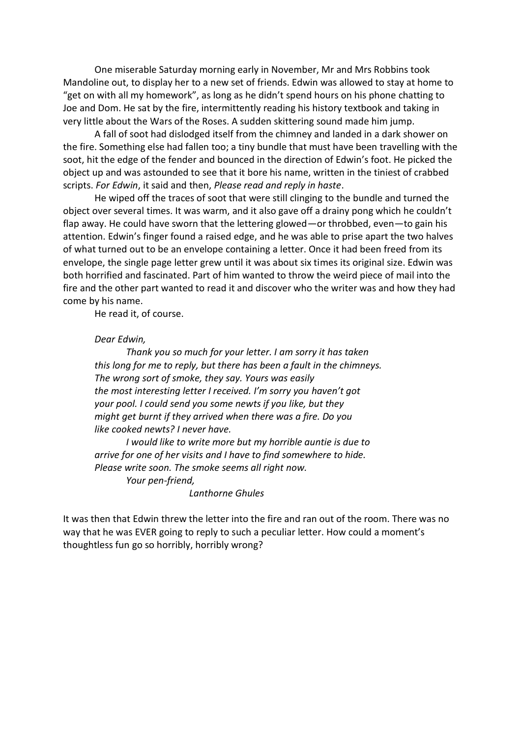One miserable Saturday morning early in November, Mr and Mrs Robbins took Mandoline out, to display her to a new set of friends. Edwin was allowed to stay at home to "get on with all my homework", as long as he didn't spend hours on his phone chatting to Joe and Dom. He sat by the fire, intermittently reading his history textbook and taking in very little about the Wars of the Roses. A sudden skittering sound made him jump.

A fall of soot had dislodged itself from the chimney and landed in a dark shower on the fire. Something else had fallen too; a tiny bundle that must have been travelling with the soot, hit the edge of the fender and bounced in the direction of Edwin's foot. He picked the object up and was astounded to see that it bore his name, written in the tiniest of crabbed scripts. *For Edwin*, it said and then, *Please read and reply in haste*.

He wiped off the traces of soot that were still clinging to the bundle and turned the object over several times. It was warm, and it also gave off a drainy pong which he couldn't flap away. He could have sworn that the lettering glowed—or throbbed, even—to gain his attention. Edwin's finger found a raised edge, and he was able to prise apart the two halves of what turned out to be an envelope containing a letter. Once it had been freed from its envelope, the single page letter grew until it was about six times its original size. Edwin was both horrified and fascinated. Part of him wanted to throw the weird piece of mail into the fire and the other part wanted to read it and discover who the writer was and how they had come by his name.

He read it, of course.

> *Dear Edwin,*
>
> *Thank you so much for your letter. I am sorry it has taken this long for me to reply, but there has been a fault in the chimneys. The wrong sort of smoke, they say. Yours was easily the most interesting letter I received. I'm sorry you haven't got your pool. I could send you some newts if you like, but they might get burnt if they arrived when there was a fire. Do you like cooked newts? I never have.*
>
> *I would like to write more but my horrible auntie is due to arrive for one of her visits and I have to find somewhere to hide. Please write soon. The smoke seems all right now.*
>
> *Your pen-friend,*
>
> *Lanthorne Ghules*

It was then that Edwin threw the letter into the fire and ran out of the room. There was no way that he was EVER going to reply to such a peculiar letter. How could a moment's thoughtless fun go so horribly, horribly wrong?